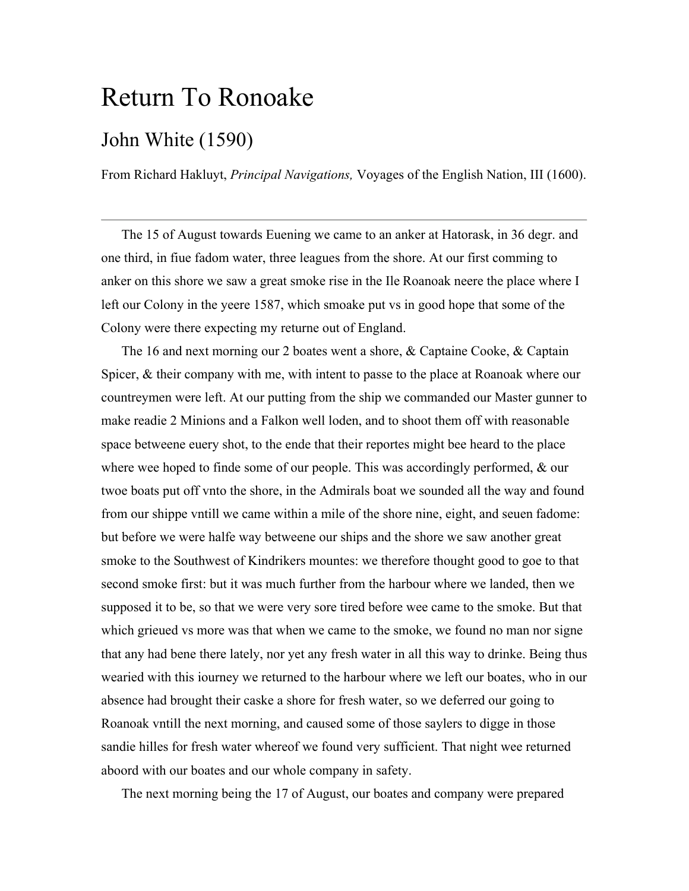# Return To Ronoake

## John White (1590)

From Richard Hakluyt, *Principal Navigations,* Voyages of the English Nation, III (1600).

---

The 15 of August towards Euening we came to an anker at Hatorask, in 36 degr. and one third, in fiue fadom water, three leagues from the shore. At our first comming to anker on this shore we saw a great smoke rise in the Ile Roanoak neere the place where I left our Colony in the yeere 1587, which smoake put vs in good hope that some of the Colony were there expecting my returne out of England.

The 16 and next morning our 2 boates went a shore, & Captaine Cooke, & Captain Spicer, & their company with me, with intent to passe to the place at Roanoak where our countreymen were left. At our putting from the ship we commanded our Master gunner to make readie 2 Minions and a Falkon well loden, and to shoot them off with reasonable space betweene euery shot, to the ende that their reportes might bee heard to the place where wee hoped to finde some of our people. This was accordingly performed, & our twoe boats put off vnto the shore, in the Admirals boat we sounded all the way and found from our shippe vntill we came within a mile of the shore nine, eight, and seuen fadome: but before we were halfe way betweene our ships and the shore we saw another great smoke to the Southwest of Kindrikers mountes: we therefore thought good to goe to that second smoke first: but it was much further from the harbour where we landed, then we supposed it to be, so that we were very sore tired before wee came to the smoke. But that which grieued vs more was that when we came to the smoke, we found no man nor signe that any had bene there lately, nor yet any fresh water in all this way to drinke. Being thus wearied with this iourney we returned to the harbour where we left our boates, who in our absence had brought their caske a shore for fresh water, so we deferred our going to Roanoak vntill the next morning, and caused some of those saylers to digge in those sandie hilles for fresh water whereof we found very sufficient. That night wee returned aboord with our boates and our whole company in safety.

The next morning being the 17 of August, our boates and company were prepared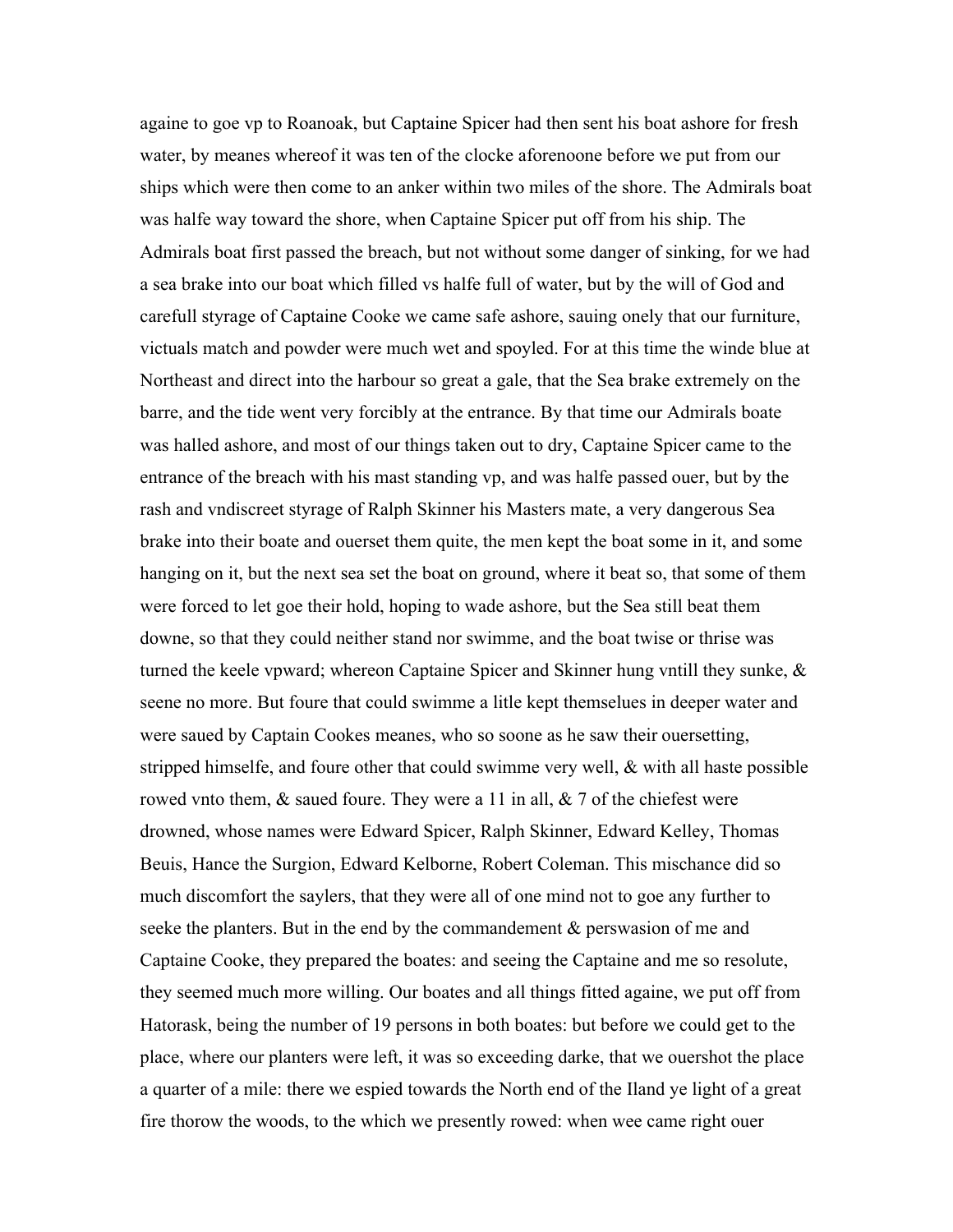againe to goe vp to Roanoak, but Captaine Spicer had then sent his boat ashore for fresh water, by meanes whereof it was ten of the clocke aforenoone before we put from our ships which were then come to an anker within two miles of the shore. The Admirals boat was halfe way toward the shore, when Captaine Spicer put off from his ship. The Admirals boat first passed the breach, but not without some danger of sinking, for we had a sea brake into our boat which filled vs halfe full of water, but by the will of God and carefull styrage of Captaine Cooke we came safe ashore, sauing onely that our furniture, victuals match and powder were much wet and spoyled. For at this time the winde blue at Northeast and direct into the harbour so great a gale, that the Sea brake extremely on the barre, and the tide went very forcibly at the entrance. By that time our Admirals boate was halled ashore, and most of our things taken out to dry, Captaine Spicer came to the entrance of the breach with his mast standing vp, and was halfe passed ouer, but by the rash and vndiscreet styrage of Ralph Skinner his Masters mate, a very dangerous Sea brake into their boate and ouerset them quite, the men kept the boat some in it, and some hanging on it, but the next sea set the boat on ground, where it beat so, that some of them were forced to let goe their hold, hoping to wade ashore, but the Sea still beat them downe, so that they could neither stand nor swimme, and the boat twise or thrise was turned the keele vpward; whereon Captaine Spicer and Skinner hung vntill they sunke, & seene no more. But foure that could swimme a litle kept themselues in deeper water and were saued by Captain Cookes meanes, who so soone as he saw their ouersetting, stripped himselfe, and foure other that could swimme very well, & with all haste possible rowed vnto them, & saued foure. They were a 11 in all, & 7 of the chiefest were drowned, whose names were Edward Spicer, Ralph Skinner, Edward Kelley, Thomas Beuis, Hance the Surgion, Edward Kelborne, Robert Coleman. This mischance did so much discomfort the saylers, that they were all of one mind not to goe any further to seeke the planters. But in the end by the commandement & perswasion of me and Captaine Cooke, they prepared the boates: and seeing the Captaine and me so resolute, they seemed much more willing. Our boates and all things fitted againe, we put off from Hatorask, being the number of 19 persons in both boates: but before we could get to the place, where our planters were left, it was so exceeding darke, that we ouershot the place a quarter of a mile: there we espied towards the North end of the Iland ye light of a great fire thorow the woods, to the which we presently rowed: when wee came right ouer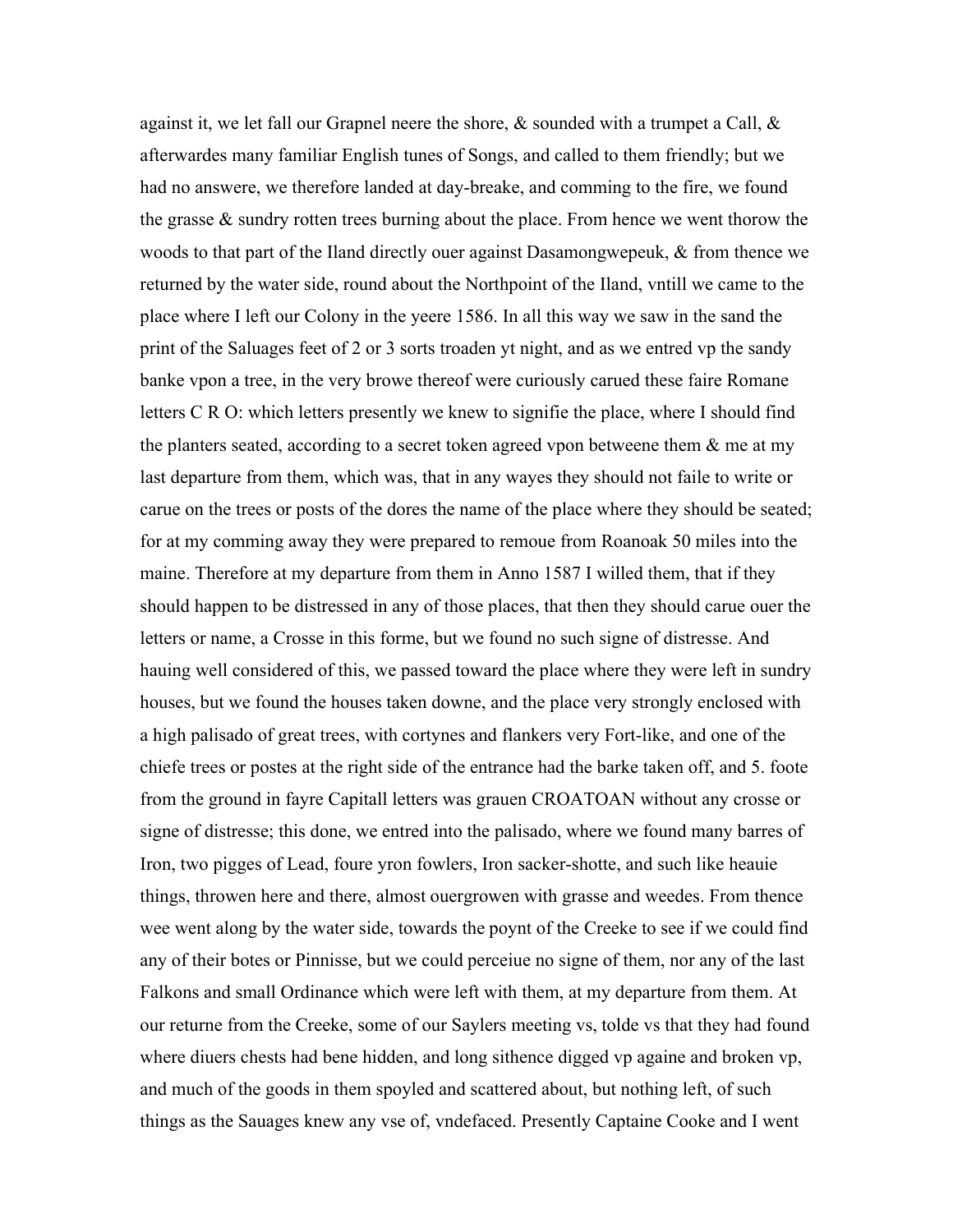against it, we let fall our Grapnel neere the shore, & sounded with a trumpet a Call, & afterwardes many familiar English tunes of Songs, and called to them friendly; but we had no answere, we therefore landed at day-breake, and comming to the fire, we found the grasse & sundry rotten trees burning about the place. From hence we went thorow the woods to that part of the Iland directly ouer against Dasamongwepeuk, & from thence we returned by the water side, round about the Northpoint of the Iland, vntill we came to the place where I left our Colony in the yeere 1586. In all this way we saw in the sand the print of the Saluages feet of 2 or 3 sorts troaden yt night, and as we entred vp the sandy banke vpon a tree, in the very browe thereof were curiously carued these faire Romane letters C R O: which letters presently we knew to signifie the place, where I should find the planters seated, according to a secret token agreed vpon betweene them & me at my last departure from them, which was, that in any wayes they should not faile to write or carue on the trees or posts of the dores the name of the place where they should be seated; for at my comming away they were prepared to remoue from Roanoak 50 miles into the maine. Therefore at my departure from them in Anno 1587 I willed them, that if they should happen to be distressed in any of those places, that then they should carue ouer the letters or name, a Crosse in this forme, but we found no such signe of distresse. And hauing well considered of this, we passed toward the place where they were left in sundry houses, but we found the houses taken downe, and the place very strongly enclosed with a high palisado of great trees, with cortynes and flankers very Fort-like, and one of the chiefe trees or postes at the right side of the entrance had the barke taken off, and 5. foote from the ground in fayre Capitall letters was grauen CROATOAN without any crosse or signe of distresse; this done, we entred into the palisado, where we found many barres of Iron, two pigges of Lead, foure yron fowlers, Iron sacker-shotte, and such like heauie things, throwen here and there, almost ouergrowen with grasse and weedes. From thence wee went along by the water side, towards the poynt of the Creeke to see if we could find any of their botes or Pinnisse, but we could perceiue no signe of them, nor any of the last Falkons and small Ordinance which were left with them, at my departure from them. At our returne from the Creeke, some of our Saylers meeting vs, tolde vs that they had found where diuers chests had bene hidden, and long sithence digged vp againe and broken vp, and much of the goods in them spoyled and scattered about, but nothing left, of such things as the Sauages knew any vse of, vndefaced. Presently Captaine Cooke and I went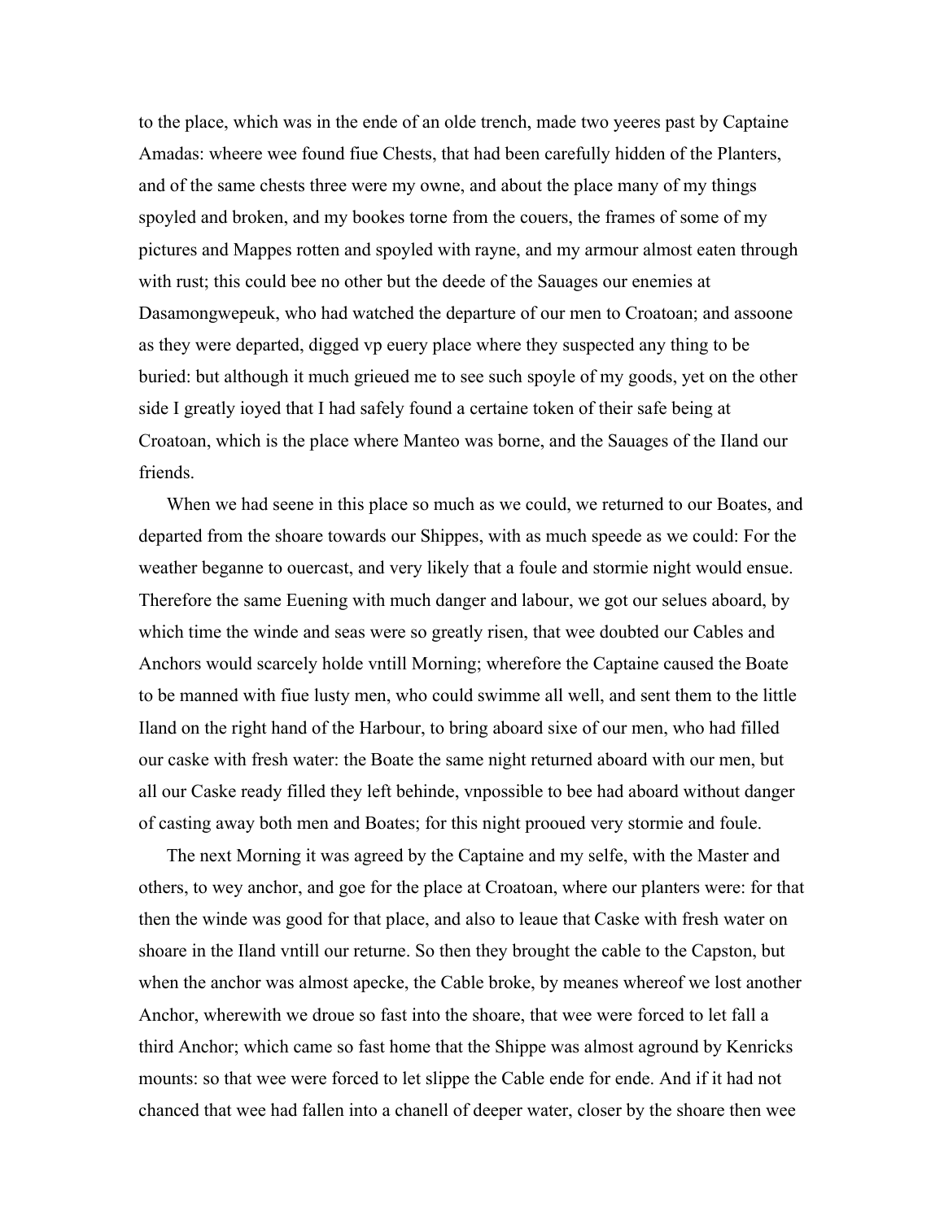to the place, which was in the ende of an olde trench, made two yeeres past by Captaine Amadas: wheere wee found fiue Chests, that had been carefully hidden of the Planters, and of the same chests three were my owne, and about the place many of my things spoyled and broken, and my bookes torne from the couers, the frames of some of my pictures and Mappes rotten and spoyled with rayne, and my armour almost eaten through with rust; this could bee no other but the deede of the Sauages our enemies at Dasamongwepeuk, who had watched the departure of our men to Croatoan; and assoone as they were departed, digged vp euery place where they suspected any thing to be buried: but although it much grieued me to see such spoyle of my goods, yet on the other side I greatly ioyed that I had safely found a certaine token of their safe being at Croatoan, which is the place where Manteo was borne, and the Sauages of the Iland our friends.

When we had seene in this place so much as we could, we returned to our Boates, and departed from the shoare towards our Shippes, with as much speede as we could: For the weather beganne to ouercast, and very likely that a foule and stormie night would ensue. Therefore the same Euening with much danger and labour, we got our selues aboard, by which time the winde and seas were so greatly risen, that wee doubted our Cables and Anchors would scarcely holde vntill Morning; wherefore the Captaine caused the Boate to be manned with fiue lusty men, who could swimme all well, and sent them to the little Iland on the right hand of the Harbour, to bring aboard sixe of our men, who had filled our caske with fresh water: the Boate the same night returned aboard with our men, but all our Caske ready filled they left behinde, vnpossible to bee had aboard without danger of casting away both men and Boates; for this night prooued very stormie and foule.

The next Morning it was agreed by the Captaine and my selfe, with the Master and others, to wey anchor, and goe for the place at Croatoan, where our planters were: for that then the winde was good for that place, and also to leaue that Caske with fresh water on shoare in the Iland vntill our returne. So then they brought the cable to the Capston, but when the anchor was almost apecke, the Cable broke, by meanes whereof we lost another Anchor, wherewith we droue so fast into the shoare, that wee were forced to let fall a third Anchor; which came so fast home that the Shippe was almost aground by Kenricks mounts: so that wee were forced to let slippe the Cable ende for ende. And if it had not chanced that wee had fallen into a chanell of deeper water, closer by the shoare then wee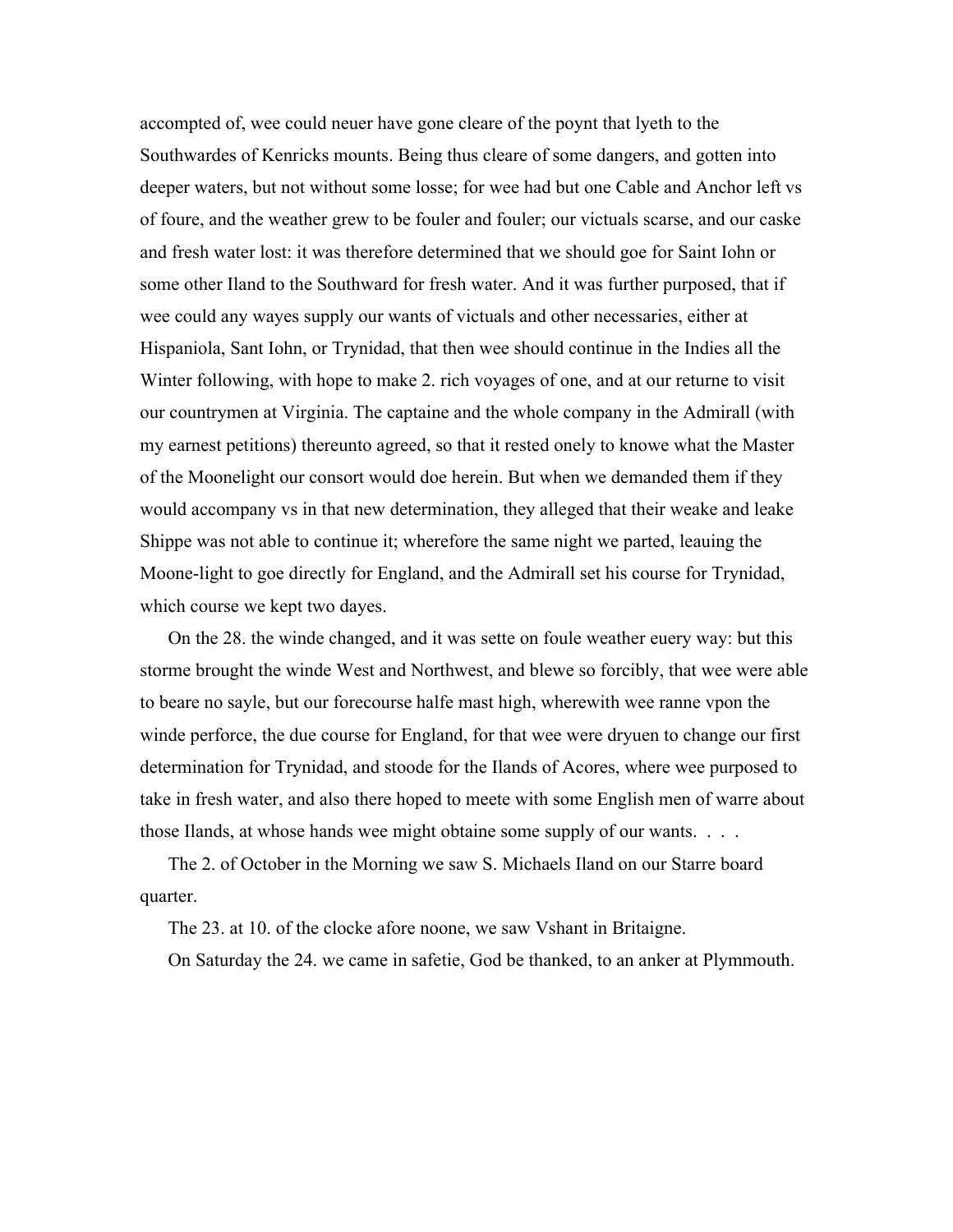accompted of, wee could neuer have gone cleare of the poynt that lyeth to the Southwardes of Kenricks mounts. Being thus cleare of some dangers, and gotten into deeper waters, but not without some losse; for wee had but one Cable and Anchor left vs of foure, and the weather grew to be fouler and fouler; our victuals scarse, and our caske and fresh water lost: it was therefore determined that we should goe for Saint Iohn or some other Iland to the Southward for fresh water. And it was further purposed, that if wee could any wayes supply our wants of victuals and other necessaries, either at Hispaniola, Sant Iohn, or Trynidad, that then wee should continue in the Indies all the Winter following, with hope to make 2. rich voyages of one, and at our returne to visit our countrymen at Virginia. The captaine and the whole company in the Admirall (with my earnest petitions) thereunto agreed, so that it rested onely to knowe what the Master of the Moonelight our consort would doe herein. But when we demanded them if they would accompany vs in that new determination, they alleged that their weake and leake Shippe was not able to continue it; wherefore the same night we parted, leauing the Moone-light to goe directly for England, and the Admirall set his course for Trynidad, which course we kept two dayes.

On the 28. the winde changed, and it was sette on foule weather euery way: but this storme brought the winde West and Northwest, and blewe so forcibly, that wee were able to beare no sayle, but our forecourse halfe mast high, wherewith wee ranne vpon the winde perforce, the due course for England, for that wee were dryuen to change our first determination for Trynidad, and stoode for the Ilands of Acores, where wee purposed to take in fresh water, and also there hoped to meete with some English men of warre about those Ilands, at whose hands wee might obtaine some supply of our wants. . . .

The 2. of October in the Morning we saw S. Michaels Iland on our Starre board quarter.

The 23. at 10. of the clocke afore noone, we saw Vshant in Britaigne.

On Saturday the 24. we came in safetie, God be thanked, to an anker at Plymmouth.